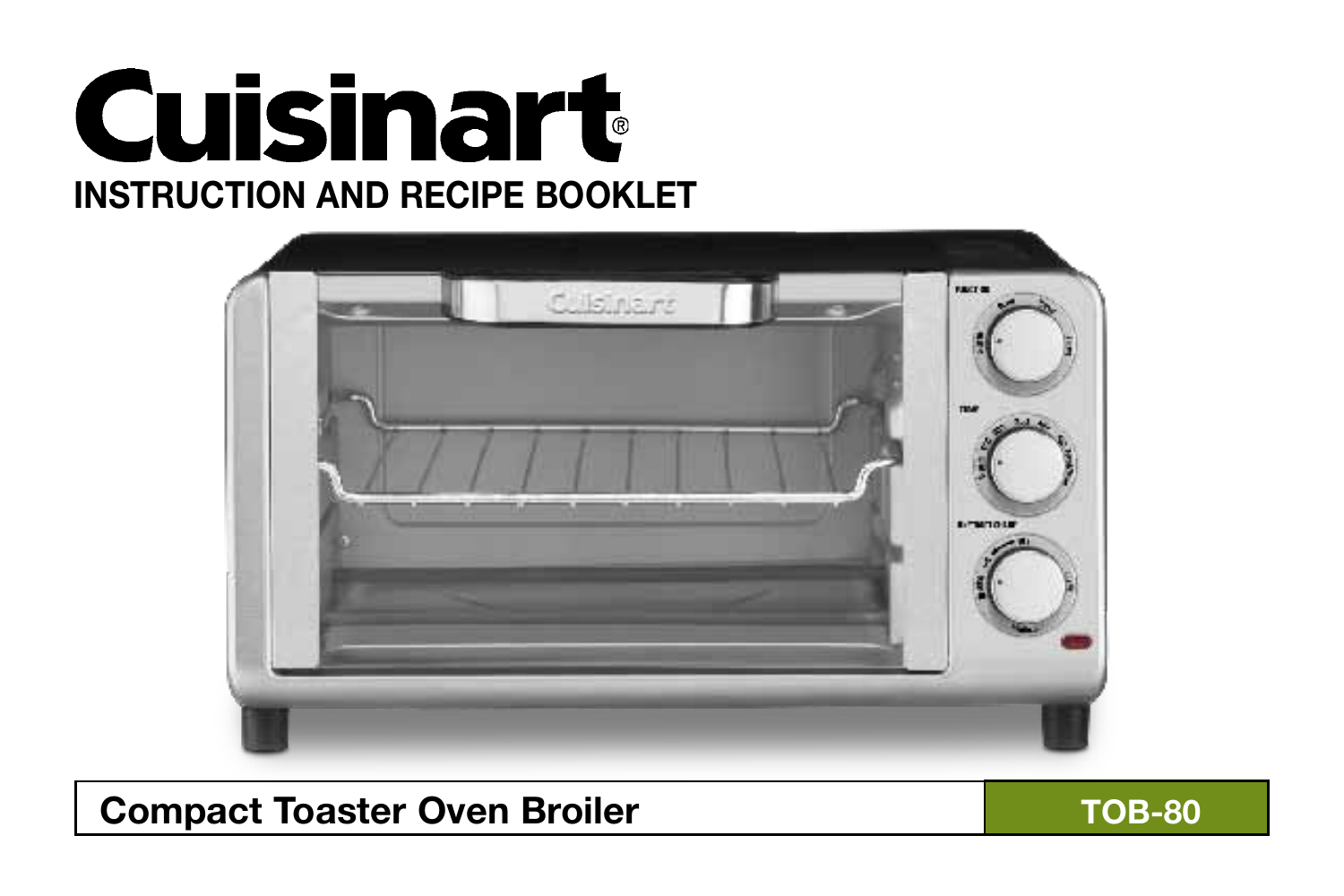# Cuisinart®

## INSTRUCTION AND RECIPE BOOKLET

| Compact Toaster Oven Broiler | TOB-80 |
| --- | --- |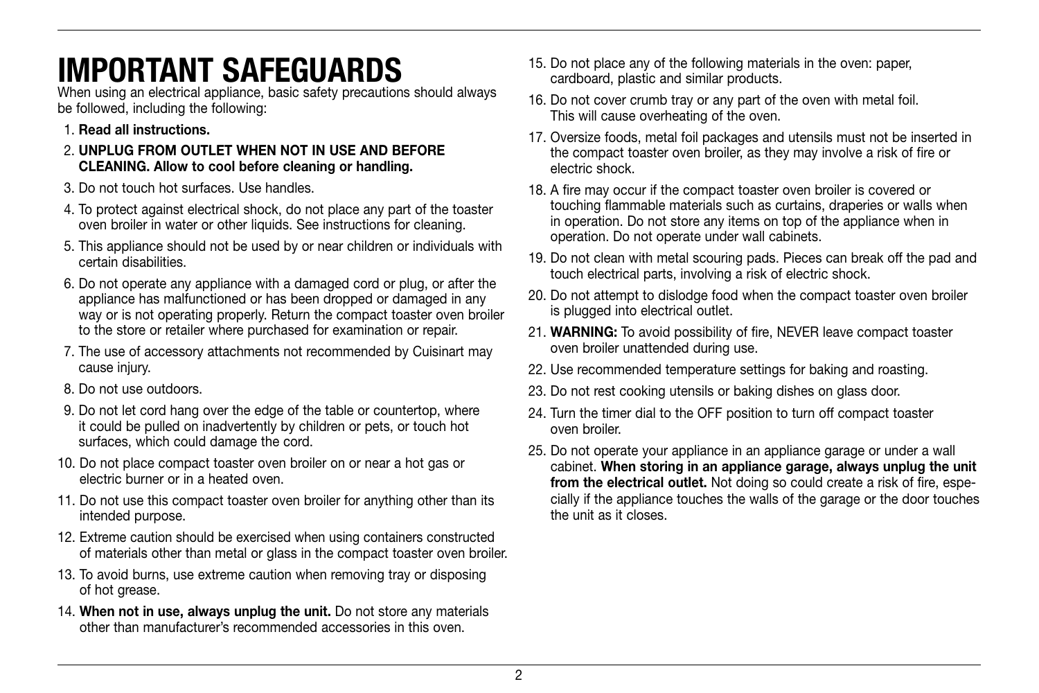# IMPORTANT SAFEGUARDS

When using an electrical appliance, basic safety precautions should always be followed, including the following:

1. **Read all instructions.**
2. **UNPLUG FROM OUTLET WHEN NOT IN USE AND BEFORE CLEANING. Allow to cool before cleaning or handling.**
3. Do not touch hot surfaces. Use handles.
4. To protect against electrical shock, do not place any part of the toaster oven broiler in water or other liquids. See instructions for cleaning.
5. This appliance should not be used by or near children or individuals with certain disabilities.
6. Do not operate any appliance with a damaged cord or plug, or after the appliance has malfunctioned or has been dropped or damaged in any way or is not operating properly. Return the compact toaster oven broiler to the store or retailer where purchased for examination or repair.
7. The use of accessory attachments not recommended by Cuisinart may cause injury.
8. Do not use outdoors.
9. Do not let cord hang over the edge of the table or countertop, where it could be pulled on inadvertently by children or pets, or touch hot surfaces, which could damage the cord.
10. Do not place compact toaster oven broiler on or near a hot gas or electric burner or in a heated oven.
11. Do not use this compact toaster oven broiler for anything other than its intended purpose.
12. Extreme caution should be exercised when using containers constructed of materials other than metal or glass in the compact toaster oven broiler.
13. To avoid burns, use extreme caution when removing tray or disposing of hot grease.
14. **When not in use, always unplug the unit.** Do not store any materials other than manufacturer's recommended accessories in this oven.
15. Do not place any of the following materials in the oven: paper, cardboard, plastic and similar products.
16. Do not cover crumb tray or any part of the oven with metal foil. This will cause overheating of the oven.
17. Oversize foods, metal foil packages and utensils must not be inserted in the compact toaster oven broiler, as they may involve a risk of fire or electric shock.
18. A fire may occur if the compact toaster oven broiler is covered or touching flammable materials such as curtains, draperies or walls when in operation. Do not store any items on top of the appliance when in operation. Do not operate under wall cabinets.
19. Do not clean with metal scouring pads. Pieces can break off the pad and touch electrical parts, involving a risk of electric shock.
20. Do not attempt to dislodge food when the compact toaster oven broiler is plugged into electrical outlet.
21. **WARNING:** To avoid possibility of fire, NEVER leave compact toaster oven broiler unattended during use.
22. Use recommended temperature settings for baking and roasting.
23. Do not rest cooking utensils or baking dishes on glass door.
24. Turn the timer dial to the OFF position to turn off compact toaster oven broiler.
25. Do not operate your appliance in an appliance garage or under a wall cabinet. **When storing in an appliance garage, always unplug the unit from the electrical outlet.** Not doing so could create a risk of fire, especially if the appliance touches the walls of the garage or the door touches the unit as it closes.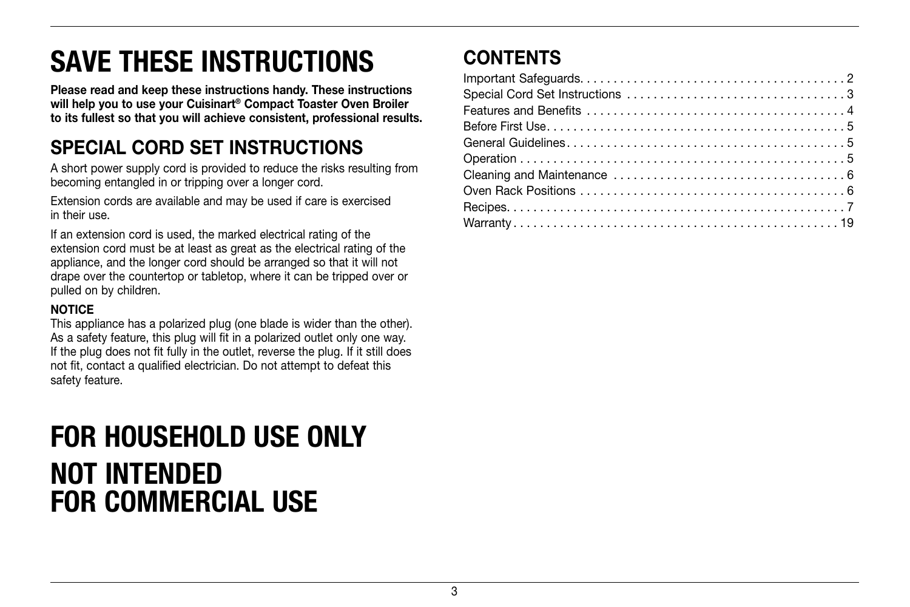# SAVE THESE INSTRUCTIONS

**Please read and keep these instructions handy. These instructions will help you to use your Cuisinart® Compact Toaster Oven Broiler to its fullest so that you will achieve consistent, professional results.**

## SPECIAL CORD SET INSTRUCTIONS

A short power supply cord is provided to reduce the risks resulting from becoming entangled in or tripping over a longer cord.

Extension cords are available and may be used if care is exercised in their use.

If an extension cord is used, the marked electrical rating of the extension cord must be at least as great as the electrical rating of the appliance, and the longer cord should be arranged so that it will not drape over the countertop or tabletop, where it can be tripped over or pulled on by children.

**NOTICE**

This appliance has a polarized plug (one blade is wider than the other). As a safety feature, this plug will fit in a polarized outlet only one way. If the plug does not fit fully in the outlet, reverse the plug. If it still does not fit, contact a qualified electrician. Do not attempt to defeat this safety feature.

# FOR HOUSEHOLD USE ONLY

# NOT INTENDED FOR COMMERCIAL USE

## CONTENTS

Important Safeguards. . . . . . . . . . . . . . . . . . . . . . . . . . . . . . . . . . . . . . . 2
Special Cord Set Instructions . . . . . . . . . . . . . . . . . . . . . . . . . . . . . . . . 3
Features and Benefits . . . . . . . . . . . . . . . . . . . . . . . . . . . . . . . . . . . . . . 4
Before First Use. . . . . . . . . . . . . . . . . . . . . . . . . . . . . . . . . . . . . . . . . . . . 5
General Guidelines. . . . . . . . . . . . . . . . . . . . . . . . . . . . . . . . . . . . . . . . . 5
Operation . . . . . . . . . . . . . . . . . . . . . . . . . . . . . . . . . . . . . . . . . . . . . . . . 5
Cleaning and Maintenance . . . . . . . . . . . . . . . . . . . . . . . . . . . . . . . . . . 6
Oven Rack Positions . . . . . . . . . . . . . . . . . . . . . . . . . . . . . . . . . . . . . . . 6
Recipes. . . . . . . . . . . . . . . . . . . . . . . . . . . . . . . . . . . . . . . . . . . . . . . . . . 7
Warranty . . . . . . . . . . . . . . . . . . . . . . . . . . . . . . . . . . . . . . . . . . . . . . . . 19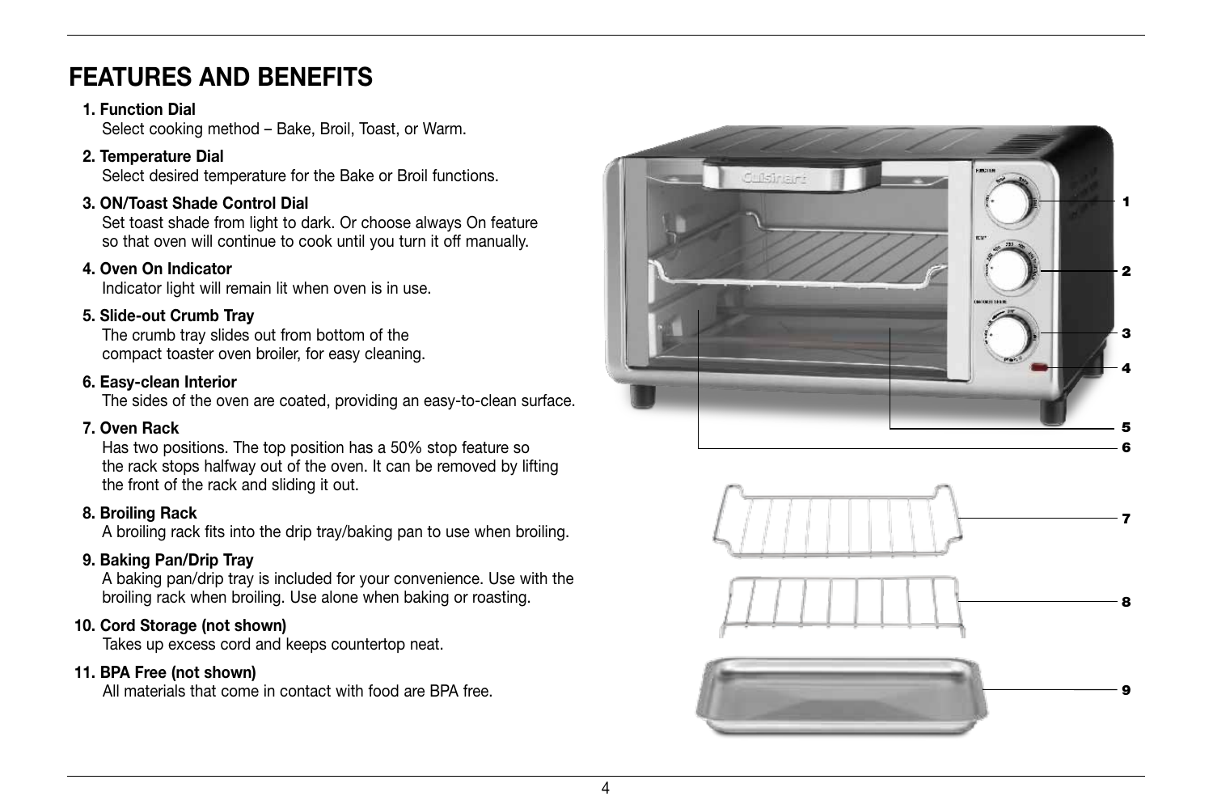# FEATURES AND BENEFITS

1. **Function Dial**
   Select cooking method – Bake, Broil, Toast, or Warm.

2. **Temperature Dial**
   Select desired temperature for the Bake or Broil functions.

3. **ON/Toast Shade Control Dial**
   Set toast shade from light to dark. Or choose always On feature so that oven will continue to cook until you turn it off manually.

4. **Oven On Indicator**
   Indicator light will remain lit when oven is in use.

5. **Slide-out Crumb Tray**
   The crumb tray slides out from bottom of the compact toaster oven broiler, for easy cleaning.

6. **Easy-clean Interior**
   The sides of the oven are coated, providing an easy-to-clean surface.

7. **Oven Rack**
   Has two positions. The top position has a 50% stop feature so the rack stops halfway out of the oven. It can be removed by lifting the front of the rack and sliding it out.

8. **Broiling Rack**
   A broiling rack fits into the drip tray/baking pan to use when broiling.

9. **Baking Pan/Drip Tray**
   A baking pan/drip tray is included for your convenience. Use with the broiling rack when broiling. Use alone when baking or roasting.

10. **Cord Storage (not shown)**
    Takes up excess cord and keeps countertop neat.

11. **BPA Free (not shown)**
    All materials that come in contact with food are BPA free.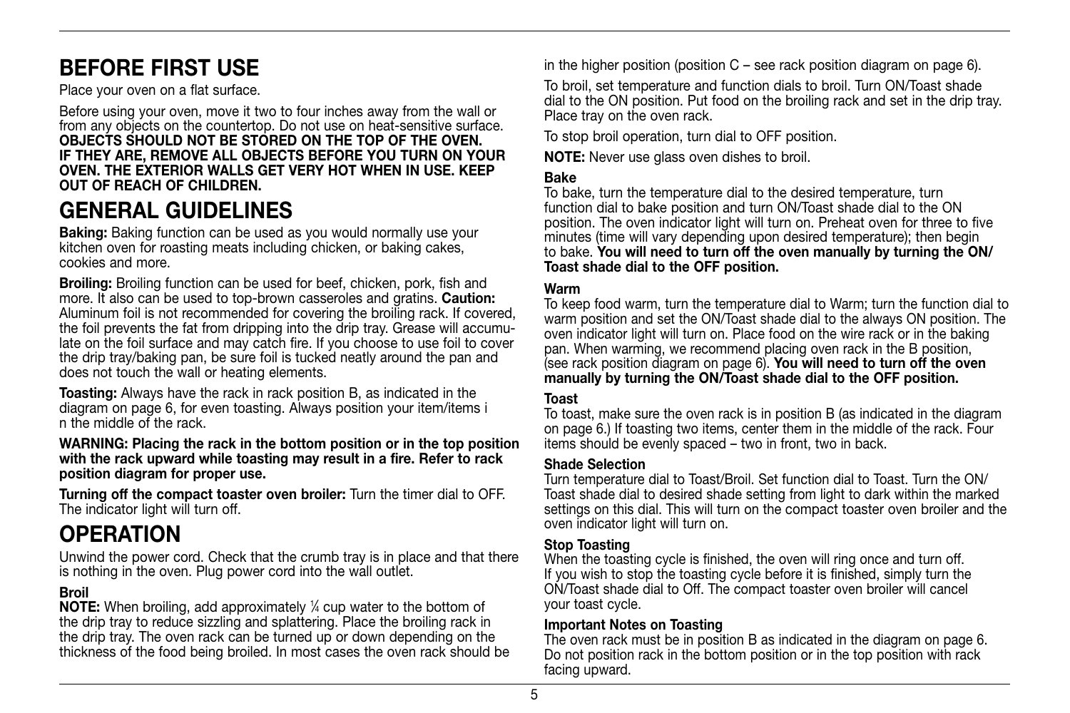# BEFORE FIRST USE

Place your oven on a flat surface.

Before using your oven, move it two to four inches away from the wall or from any objects on the countertop. Do not use on heat-sensitive surface. **OBJECTS SHOULD NOT BE STORED ON THE TOP OF THE OVEN. IF THEY ARE, REMOVE ALL OBJECTS BEFORE YOU TURN ON YOUR OVEN. THE EXTERIOR WALLS GET VERY HOT WHEN IN USE. KEEP OUT OF REACH OF CHILDREN.**

# GENERAL GUIDELINES

**Baking:** Baking function can be used as you would normally use your kitchen oven for roasting meats including chicken, or baking cakes, cookies and more.

**Broiling:** Broiling function can be used for beef, chicken, pork, fish and more. It also can be used to top-brown casseroles and gratins. **Caution:** Aluminum foil is not recommended for covering the broiling rack. If covered, the foil prevents the fat from dripping into the drip tray. Grease will accumulate on the foil surface and may catch fire. If you choose to use foil to cover the drip tray/baking pan, be sure foil is tucked neatly around the pan and does not touch the wall or heating elements.

**Toasting:** Always have the rack in rack position B, as indicated in the diagram on page 6, for even toasting. Always position your item/items i n the middle of the rack.

**WARNING: Placing the rack in the bottom position or in the top position with the rack upward while toasting may result in a fire. Refer to rack position diagram for proper use.**

**Turning off the compact toaster oven broiler:** Turn the timer dial to OFF. The indicator light will turn off.

# OPERATION

Unwind the power cord. Check that the crumb tray is in place and that there is nothing in the oven. Plug power cord into the wall outlet.

### Broil

**NOTE:** When broiling, add approximately ¼ cup water to the bottom of the drip tray to reduce sizzling and splattering. Place the broiling rack in the drip tray. The oven rack can be turned up or down depending on the thickness of the food being broiled. In most cases the oven rack should be in the higher position (position C – see rack position diagram on page 6).

To broil, set temperature and function dials to broil. Turn ON/Toast shade dial to the ON position. Put food on the broiling rack and set in the drip tray. Place tray on the oven rack.

To stop broil operation, turn dial to OFF position.

**NOTE:** Never use glass oven dishes to broil.

### Bake

To bake, turn the temperature dial to the desired temperature, turn function dial to bake position and turn ON/Toast shade dial to the ON position. The oven indicator light will turn on. Preheat oven for three to five minutes (time will vary depending upon desired temperature); then begin to bake. **You will need to turn off the oven manually by turning the ON/ Toast shade dial to the OFF position.**

### Warm

To keep food warm, turn the temperature dial to Warm; turn the function dial to warm position and set the ON/Toast shade dial to the always ON position. The oven indicator light will turn on. Place food on the wire rack or in the baking pan. When warming, we recommend placing oven rack in the B position, (see rack position diagram on page 6). **You will need to turn off the oven manually by turning the ON/Toast shade dial to the OFF position.**

### Toast

To toast, make sure the oven rack is in position B (as indicated in the diagram on page 6.) If toasting two items, center them in the middle of the rack. Four items should be evenly spaced – two in front, two in back.

### Shade Selection

Turn temperature dial to Toast/Broil. Set function dial to Toast. Turn the ON/ Toast shade dial to desired shade setting from light to dark within the marked settings on this dial. This will turn on the compact toaster oven broiler and the oven indicator light will turn on.

### Stop Toasting

When the toasting cycle is finished, the oven will ring once and turn off. If you wish to stop the toasting cycle before it is finished, simply turn the ON/Toast shade dial to Off. The compact toaster oven broiler will cancel your toast cycle.

### Important Notes on Toasting

The oven rack must be in position B as indicated in the diagram on page 6. Do not position rack in the bottom position or in the top position with rack facing upward.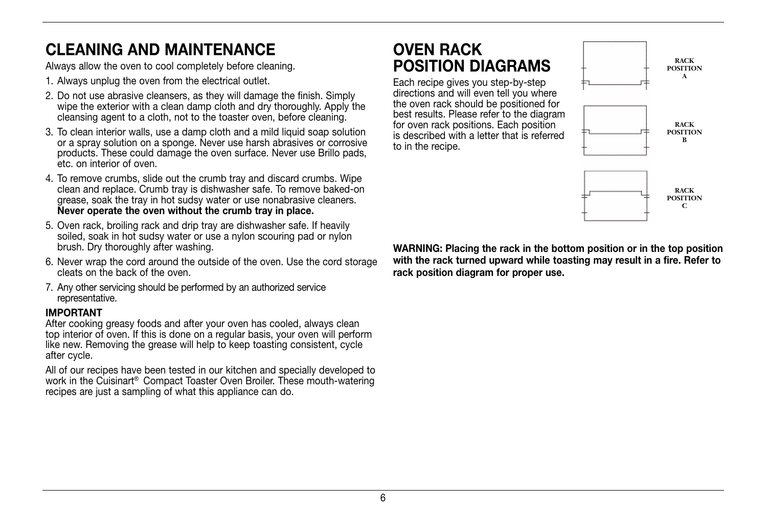## CLEANING AND MAINTENANCE

Always allow the oven to cool completely before cleaning.

1. Always unplug the oven from the electrical outlet.
2. Do not use abrasive cleansers, as they will damage the finish. Simply wipe the exterior with a clean damp cloth and dry thoroughly. Apply the cleansing agent to a cloth, not to the toaster oven, before cleaning.
3. To clean interior walls, use a damp cloth and a mild liquid soap solution or a spray solution on a sponge. Never use harsh abrasives or corrosive products. These could damage the oven surface. Never use Brillo pads, etc. on interior of oven.
4. To remove crumbs, slide out the crumb tray and discard crumbs. Wipe clean and replace. Crumb tray is dishwasher safe. To remove baked-on grease, soak the tray in hot sudsy water or use nonabrasive cleaners. **Never operate the oven without the crumb tray in place.**
5. Oven rack, broiling rack and drip tray are dishwasher safe. If heavily soiled, soak in hot sudsy water or use a nylon scouring pad or nylon brush. Dry thoroughly after washing.
6. Never wrap the cord around the outside of the oven. Use the cord storage cleats on the back of the oven.
7. Any other servicing should be performed by an authorized service representative.

**IMPORTANT**

After cooking greasy foods and after your oven has cooled, always clean top interior of oven. If this is done on a regular basis, your oven will perform like new. Removing the grease will help to keep toasting consistent, cycle after cycle.

All of our recipes have been tested in our kitchen and specially developed to work in the Cuisinart® Compact Toaster Oven Broiler. These mouth-watering recipes are just a sampling of what this appliance can do.

## OVEN RACK POSITION DIAGRAMS

Each recipe gives you step-by-step directions and will even tell you where the oven rack should be positioned for best results. Please refer to the diagram for oven rack positions. Each position is described with a letter that is referred to in the recipe.

RACK POSITION A

RACK POSITION B

RACK POSITION C

**WARNING: Placing the rack in the bottom position or in the top position with the rack turned upward while toasting may result in a fire. Refer to rack position diagram for proper use.**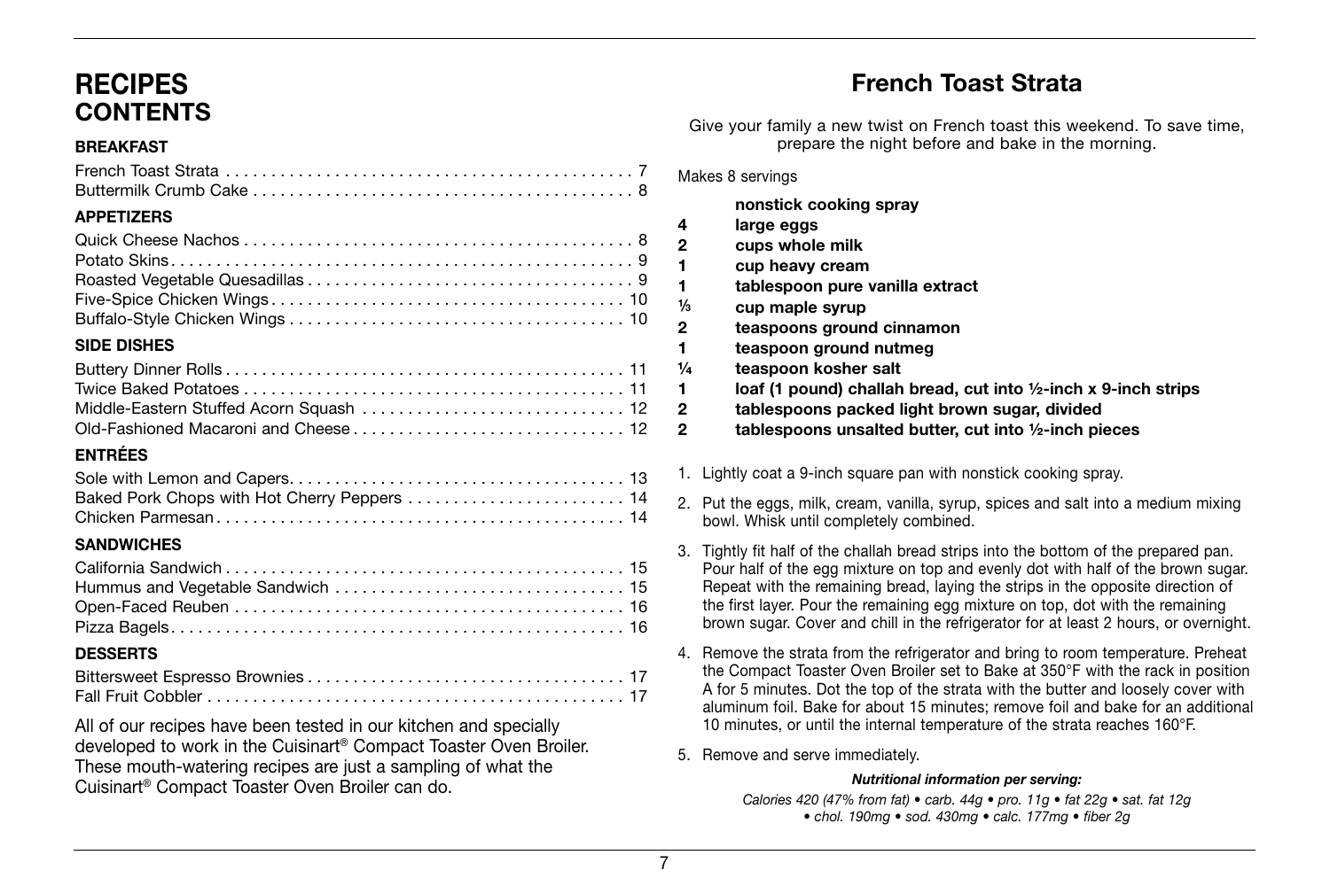# RECIPES CONTENTS

### BREAKFAST

French Toast Strata . . . . . . . . . . . . . . . . . . . . . . . . . . . . . . . . . . . . . . . . . . . . 7
Buttermilk Crumb Cake . . . . . . . . . . . . . . . . . . . . . . . . . . . . . . . . . . . . . . . . . . 8

### APPETIZERS

Quick Cheese Nachos . . . . . . . . . . . . . . . . . . . . . . . . . . . . . . . . . . . . . . . . . . . 8
Potato Skins . . . . . . . . . . . . . . . . . . . . . . . . . . . . . . . . . . . . . . . . . . . . . . . . . . . 9
Roasted Vegetable Quesadillas . . . . . . . . . . . . . . . . . . . . . . . . . . . . . . . . . . . . 9
Five-Spice Chicken Wings . . . . . . . . . . . . . . . . . . . . . . . . . . . . . . . . . . . . . . . 10
Buffalo-Style Chicken Wings . . . . . . . . . . . . . . . . . . . . . . . . . . . . . . . . . . . . . 10

### SIDE DISHES

Buttery Dinner Rolls . . . . . . . . . . . . . . . . . . . . . . . . . . . . . . . . . . . . . . . . . . . . 11
Twice Baked Potatoes . . . . . . . . . . . . . . . . . . . . . . . . . . . . . . . . . . . . . . . . . . 11
Middle-Eastern Stuffed Acorn Squash . . . . . . . . . . . . . . . . . . . . . . . . . . . . . 12
Old-Fashioned Macaroni and Cheese . . . . . . . . . . . . . . . . . . . . . . . . . . . . . . 12

### ENTRÉES

Sole with Lemon and Capers . . . . . . . . . . . . . . . . . . . . . . . . . . . . . . . . . . . . . 13
Baked Pork Chops with Hot Cherry Peppers . . . . . . . . . . . . . . . . . . . . . . . . 14
Chicken Parmesan . . . . . . . . . . . . . . . . . . . . . . . . . . . . . . . . . . . . . . . . . . . . . 14

### SANDWICHES

California Sandwich . . . . . . . . . . . . . . . . . . . . . . . . . . . . . . . . . . . . . . . . . . . . 15
Hummus and Vegetable Sandwich . . . . . . . . . . . . . . . . . . . . . . . . . . . . . . . . 15
Open-Faced Reuben . . . . . . . . . . . . . . . . . . . . . . . . . . . . . . . . . . . . . . . . . . . 16
Pizza Bagels . . . . . . . . . . . . . . . . . . . . . . . . . . . . . . . . . . . . . . . . . . . . . . . . . . 16

### DESSERTS

Bittersweet Espresso Brownies . . . . . . . . . . . . . . . . . . . . . . . . . . . . . . . . . . . 17
Fall Fruit Cobbler . . . . . . . . . . . . . . . . . . . . . . . . . . . . . . . . . . . . . . . . . . . . . . 17

All of our recipes have been tested in our kitchen and specially developed to work in the Cuisinart® Compact Toaster Oven Broiler. These mouth-watering recipes are just a sampling of what the Cuisinart® Compact Toaster Oven Broiler can do.

## French Toast Strata

Give your family a new twist on French toast this weekend. To save time, prepare the night before and bake in the morning.

Makes 8 servings

**nonstick cooking spray**
**4 large eggs**
**2 cups whole milk**
**1 cup heavy cream**
**1 tablespoon pure vanilla extract**
**⅓ cup maple syrup**
**2 teaspoons ground cinnamon**
**1 teaspoon ground nutmeg**
**¼ teaspoon kosher salt**
**1 loaf (1 pound) challah bread, cut into ½-inch x 9-inch strips**
**2 tablespoons packed light brown sugar, divided**
**2 tablespoons unsalted butter, cut into ½-inch pieces**

1. Lightly coat a 9-inch square pan with nonstick cooking spray.
2. Put the eggs, milk, cream, vanilla, syrup, spices and salt into a medium mixing bowl. Whisk until completely combined.
3. Tightly fit half of the challah bread strips into the bottom of the prepared pan. Pour half of the egg mixture on top and evenly dot with half of the brown sugar. Repeat with the remaining bread, laying the strips in the opposite direction of the first layer. Pour the remaining egg mixture on top, dot with the remaining brown sugar. Cover and chill in the refrigerator for at least 2 hours, or overnight.
4. Remove the strata from the refrigerator and bring to room temperature. Preheat the Compact Toaster Oven Broiler set to Bake at 350°F with the rack in position A for 5 minutes. Dot the top of the strata with the butter and loosely cover with aluminum foil. Bake for about 15 minutes; remove foil and bake for an additional 10 minutes, or until the internal temperature of the strata reaches 160°F.
5. Remove and serve immediately.

***Nutritional information per serving:***

*Calories 420 (47% from fat) • carb. 44g • pro. 11g • fat 22g • sat. fat 12g • chol. 190mg • sod. 430mg • calc. 177mg • fiber 2g*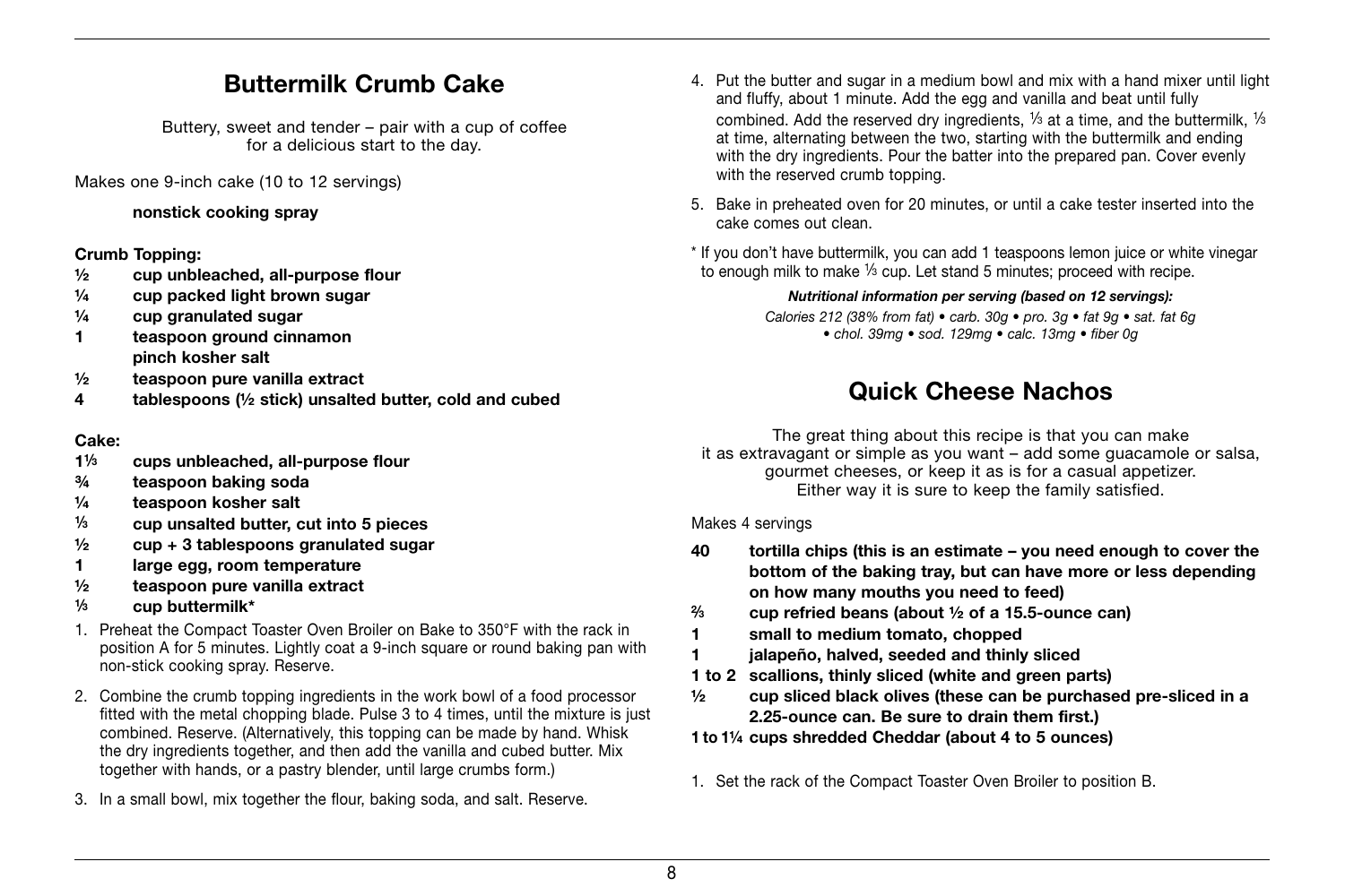## Buttermilk Crumb Cake

Buttery, sweet and tender – pair with a cup of coffee for a delicious start to the day.

Makes one 9-inch cake (10 to 12 servings)

**nonstick cooking spray**

**Crumb Topping:**

- **½ cup unbleached, all-purpose flour**
- **¼ cup packed light brown sugar**
- **¼ cup granulated sugar**
- **1 teaspoon ground cinnamon**
- **pinch kosher salt**
- **½ teaspoon pure vanilla extract**
- **4 tablespoons (½ stick) unsalted butter, cold and cubed**

**Cake:**

- **1⅓ cups unbleached, all-purpose flour**
- **¾ teaspoon baking soda**
- **¼ teaspoon kosher salt**
- **⅓ cup unsalted butter, cut into 5 pieces**
- **½ cup + 3 tablespoons granulated sugar**
- **1 large egg, room temperature**
- **½ teaspoon pure vanilla extract**
- **⅓ cup buttermilk***

1. Preheat the Compact Toaster Oven Broiler on Bake to 350°F with the rack in position A for 5 minutes. Lightly coat a 9-inch square or round baking pan with non-stick cooking spray. Reserve.
2. Combine the crumb topping ingredients in the work bowl of a food processor fitted with the metal chopping blade. Pulse 3 to 4 times, until the mixture is just combined. Reserve. (Alternatively, this topping can be made by hand. Whisk the dry ingredients together, and then add the vanilla and cubed butter. Mix together with hands, or a pastry blender, until large crumbs form.)
3. In a small bowl, mix together the flour, baking soda, and salt. Reserve.
4. Put the butter and sugar in a medium bowl and mix with a hand mixer until light and fluffy, about 1 minute. Add the egg and vanilla and beat until fully combined. Add the reserved dry ingredients, ⅓ at a time, and the buttermilk, ⅓ at time, alternating between the two, starting with the buttermilk and ending with the dry ingredients. Pour the batter into the prepared pan. Cover evenly with the reserved crumb topping.
5. Bake in preheated oven for 20 minutes, or until a cake tester inserted into the cake comes out clean.

\* If you don't have buttermilk, you can add 1 teaspoons lemon juice or white vinegar to enough milk to make ⅓ cup. Let stand 5 minutes; proceed with recipe.

***Nutritional information per serving (based on 12 servings):***

*Calories 212 (38% from fat) • carb. 30g • pro. 3g • fat 9g • sat. fat 6g • chol. 39mg • sod. 129mg • calc. 13mg • fiber 0g*

## Quick Cheese Nachos

The great thing about this recipe is that you can make it as extravagant or simple as you want – add some guacamole or salsa, gourmet cheeses, or keep it as is for a casual appetizer. Either way it is sure to keep the family satisfied.

Makes 4 servings

- **40 tortilla chips (this is an estimate – you need enough to cover the bottom of the baking tray, but can have more or less depending on how many mouths you need to feed)**
- **⅔ cup refried beans (about ½ of a 15.5-ounce can)**
- **1 small to medium tomato, chopped**
- **1 jalapeño, halved, seeded and thinly sliced**
- **1 to 2 scallions, thinly sliced (white and green parts)**
- **½ cup sliced black olives (these can be purchased pre-sliced in a 2.25-ounce can. Be sure to drain them first.)**
- **1 to 1¼ cups shredded Cheddar (about 4 to 5 ounces)**

1. Set the rack of the Compact Toaster Oven Broiler to position B.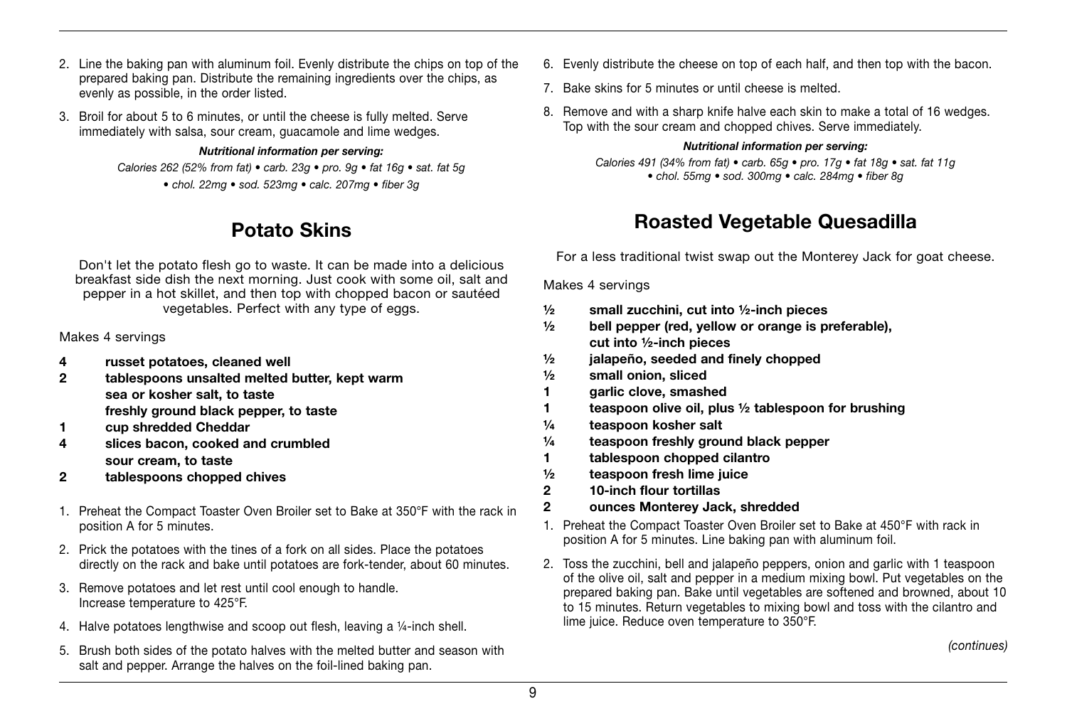2. Line the baking pan with aluminum foil. Evenly distribute the chips on top of the prepared baking pan. Distribute the remaining ingredients over the chips, as evenly as possible, in the order listed.

3. Broil for about 5 to 6 minutes, or until the cheese is fully melted. Serve immediately with salsa, sour cream, guacamole and lime wedges.

***Nutritional information per serving:***

*Calories 262 (52% from fat) • carb. 23g • pro. 9g • fat 16g • sat. fat 5g • chol. 22mg • sod. 523mg • calc. 207mg • fiber 3g*

## Potato Skins

Don't let the potato flesh go to waste. It can be made into a delicious breakfast side dish the next morning. Just cook with some oil, salt and pepper in a hot skillet, and then top with chopped bacon or sautéed vegetables. Perfect with any type of eggs.

Makes 4 servings

**4 russet potatoes, cleaned well**
**2 tablespoons unsalted melted butter, kept warm**
**sea or kosher salt, to taste**
**freshly ground black pepper, to taste**
**1 cup shredded Cheddar**
**4 slices bacon, cooked and crumbled**
**sour cream, to taste**
**2 tablespoons chopped chives**

1. Preheat the Compact Toaster Oven Broiler set to Bake at 350°F with the rack in position A for 5 minutes.

2. Prick the potatoes with the tines of a fork on all sides. Place the potatoes directly on the rack and bake until potatoes are fork-tender, about 60 minutes.

3. Remove potatoes and let rest until cool enough to handle. Increase temperature to 425°F.

4. Halve potatoes lengthwise and scoop out flesh, leaving a ¼-inch shell.

5. Brush both sides of the potato halves with the melted butter and season with salt and pepper. Arrange the halves on the foil-lined baking pan.

6. Evenly distribute the cheese on top of each half, and then top with the bacon.

7. Bake skins for 5 minutes or until cheese is melted.

8. Remove and with a sharp knife halve each skin to make a total of 16 wedges. Top with the sour cream and chopped chives. Serve immediately.

***Nutritional information per serving:***

*Calories 491 (34% from fat) • carb. 65g • pro. 17g • fat 18g • sat. fat 11g • chol. 55mg • sod. 300mg • calc. 284mg • fiber 8g*

## Roasted Vegetable Quesadilla

For a less traditional twist swap out the Monterey Jack for goat cheese.

Makes 4 servings

**½ small zucchini, cut into ½-inch pieces**
**½ bell pepper (red, yellow or orange is preferable), cut into ½-inch pieces**
**½ jalapeño, seeded and finely chopped**
**½ small onion, sliced**
**1 garlic clove, smashed**
**1 teaspoon olive oil, plus ½ tablespoon for brushing**
**¼ teaspoon kosher salt**
**¼ teaspoon freshly ground black pepper**
**1 tablespoon chopped cilantro**
**½ teaspoon fresh lime juice**
**2 10-inch flour tortillas**
**2 ounces Monterey Jack, shredded**

1. Preheat the Compact Toaster Oven Broiler set to Bake at 450°F with rack in position A for 5 minutes. Line baking pan with aluminum foil.

2. Toss the zucchini, bell and jalapeño peppers, onion and garlic with 1 teaspoon of the olive oil, salt and pepper in a medium mixing bowl. Put vegetables on the prepared baking pan. Bake until vegetables are softened and browned, about 10 to 15 minutes. Return vegetables to mixing bowl and toss with the cilantro and lime juice. Reduce oven temperature to 350°F.

*(continues)*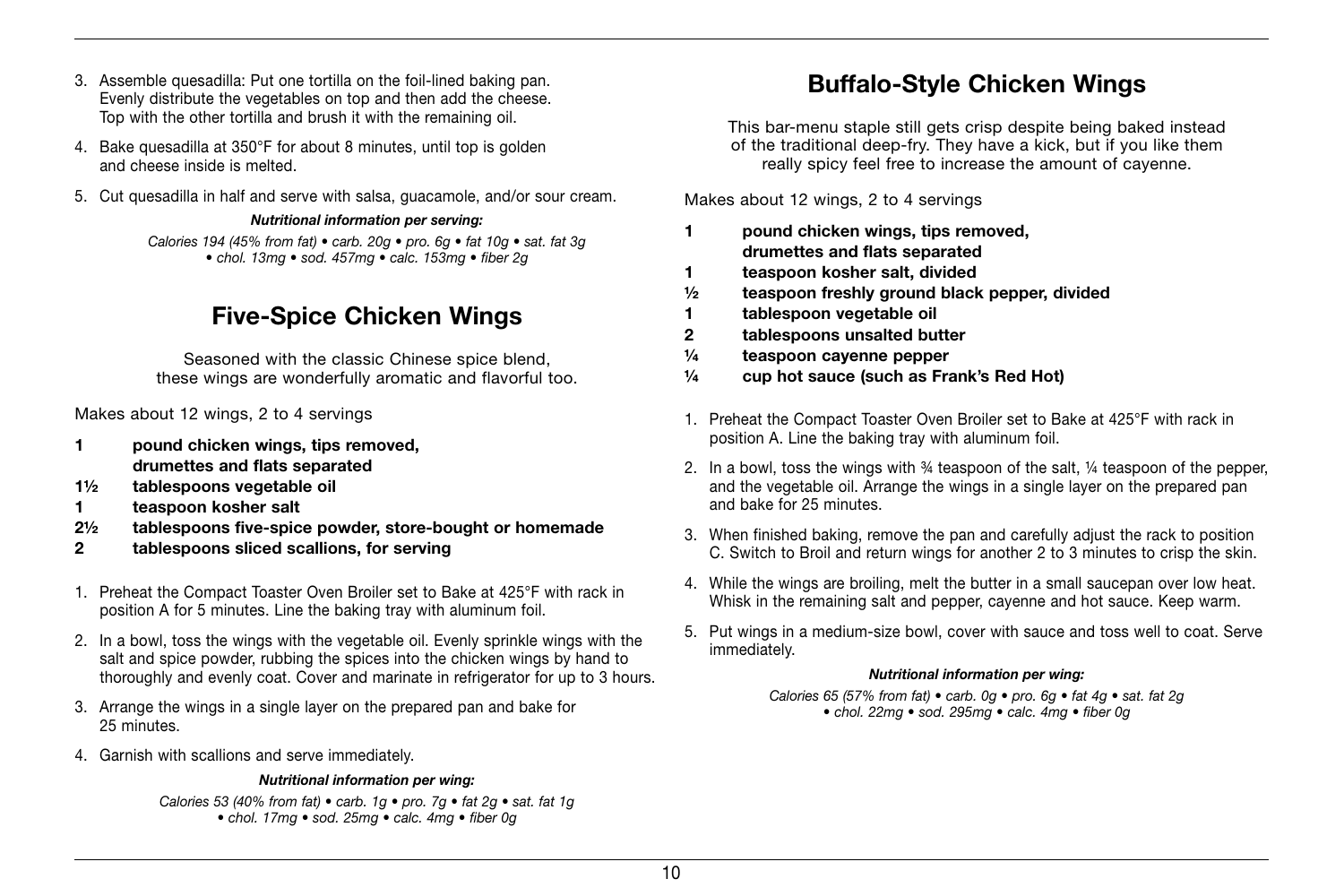3. Assemble quesadilla: Put one tortilla on the foil-lined baking pan. Evenly distribute the vegetables on top and then add the cheese. Top with the other tortilla and brush it with the remaining oil.
4. Bake quesadilla at 350°F for about 8 minutes, until top is golden and cheese inside is melted.
5. Cut quesadilla in half and serve with salsa, guacamole, and/or sour cream.

***Nutritional information per serving:***

*Calories 194 (45% from fat) • carb. 20g • pro. 6g • fat 10g • sat. fat 3g • chol. 13mg • sod. 457mg • calc. 153mg • fiber 2g*

## Five-Spice Chicken Wings

Seasoned with the classic Chinese spice blend, these wings are wonderfully aromatic and flavorful too.

Makes about 12 wings, 2 to 4 servings

**1 pound chicken wings, tips removed, drumettes and flats separated**
**1½ tablespoons vegetable oil**
**1 teaspoon kosher salt**
**2½ tablespoons five-spice powder, store-bought or homemade**
**2 tablespoons sliced scallions, for serving**

1. Preheat the Compact Toaster Oven Broiler set to Bake at 425°F with rack in position A for 5 minutes. Line the baking tray with aluminum foil.
2. In a bowl, toss the wings with the vegetable oil. Evenly sprinkle wings with the salt and spice powder, rubbing the spices into the chicken wings by hand to thoroughly and evenly coat. Cover and marinate in refrigerator for up to 3 hours.
3. Arrange the wings in a single layer on the prepared pan and bake for 25 minutes.
4. Garnish with scallions and serve immediately.

***Nutritional information per wing:***

*Calories 53 (40% from fat) • carb. 1g • pro. 7g • fat 2g • sat. fat 1g • chol. 17mg • sod. 25mg • calc. 4mg • fiber 0g*

## Buffalo-Style Chicken Wings

This bar-menu staple still gets crisp despite being baked instead of the traditional deep-fry. They have a kick, but if you like them really spicy feel free to increase the amount of cayenne.

Makes about 12 wings, 2 to 4 servings

**1 pound chicken wings, tips removed, drumettes and flats separated**
**1 teaspoon kosher salt, divided**
**½ teaspoon freshly ground black pepper, divided**
**1 tablespoon vegetable oil**
**2 tablespoons unsalted butter**
**¼ teaspoon cayenne pepper**
**¼ cup hot sauce (such as Frank's Red Hot)**

1. Preheat the Compact Toaster Oven Broiler set to Bake at 425°F with rack in position A. Line the baking tray with aluminum foil.
2. In a bowl, toss the wings with ¾ teaspoon of the salt, ¼ teaspoon of the pepper, and the vegetable oil. Arrange the wings in a single layer on the prepared pan and bake for 25 minutes.
3. When finished baking, remove the pan and carefully adjust the rack to position C. Switch to Broil and return wings for another 2 to 3 minutes to crisp the skin.
4. While the wings are broiling, melt the butter in a small saucepan over low heat. Whisk in the remaining salt and pepper, cayenne and hot sauce. Keep warm.
5. Put wings in a medium-size bowl, cover with sauce and toss well to coat. Serve immediately.

***Nutritional information per wing:***

*Calories 65 (57% from fat) • carb. 0g • pro. 6g • fat 4g • sat. fat 2g • chol. 22mg • sod. 295mg • calc. 4mg • fiber 0g*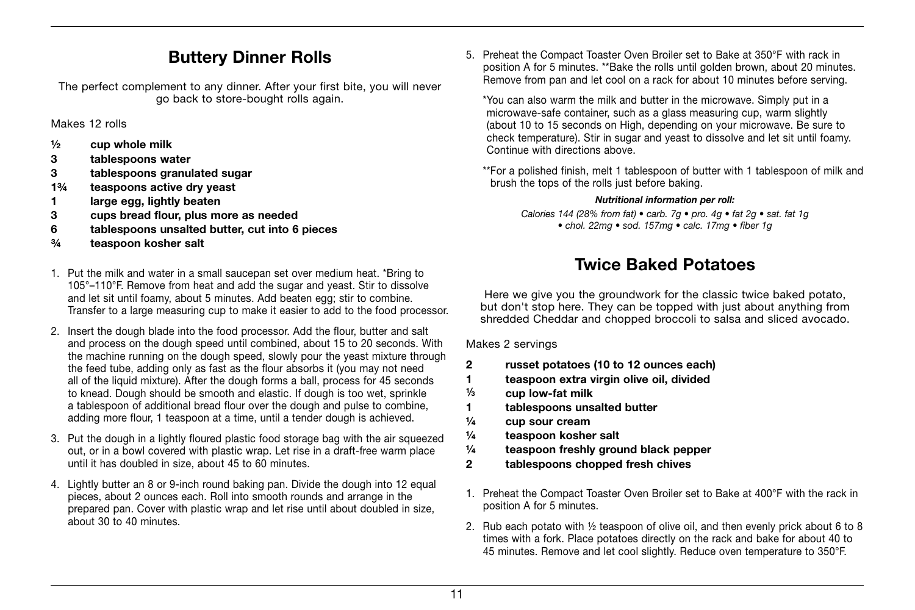## Buttery Dinner Rolls

The perfect complement to any dinner. After your first bite, you will never go back to store-bought rolls again.

Makes 12 rolls

- **½ cup whole milk**
- **3 tablespoons water**
- **3 tablespoons granulated sugar**
- **1¾ teaspoons active dry yeast**
- **1 large egg, lightly beaten**
- **3 cups bread flour, plus more as needed**
- **6 tablespoons unsalted butter, cut into 6 pieces**
- **¾ teaspoon kosher salt**

1. Put the milk and water in a small saucepan set over medium heat. *Bring to 105°–110°F. Remove from heat and add the sugar and yeast. Stir to dissolve and let sit until foamy, about 5 minutes. Add beaten egg; stir to combine. Transfer to a large measuring cup to make it easier to add to the food processor.
2. Insert the dough blade into the food processor. Add the flour, butter and salt and process on the dough speed until combined, about 15 to 20 seconds. With the machine running on the dough speed, slowly pour the yeast mixture through the feed tube, adding only as fast as the flour absorbs it (you may not need all of the liquid mixture). After the dough forms a ball, process for 45 seconds to knead. Dough should be smooth and elastic. If dough is too wet, sprinkle a tablespoon of additional bread flour over the dough and pulse to combine, adding more flour, 1 teaspoon at a time, until a tender dough is achieved.
3. Put the dough in a lightly floured plastic food storage bag with the air squeezed out, or in a bowl covered with plastic wrap. Let rise in a draft-free warm place until it has doubled in size, about 45 to 60 minutes.
4. Lightly butter an 8 or 9-inch round baking pan. Divide the dough into 12 equal pieces, about 2 ounces each. Roll into smooth rounds and arrange in the prepared pan. Cover with plastic wrap and let rise until about doubled in size, about 30 to 40 minutes.
5. Preheat the Compact Toaster Oven Broiler set to Bake at 350°F with rack in position A for 5 minutes. **Bake the rolls until golden brown, about 20 minutes. Remove from pan and let cool on a rack for about 10 minutes before serving.

*You can also warm the milk and butter in the microwave. Simply put in a microwave-safe container, such as a glass measuring cup, warm slightly (about 10 to 15 seconds on High, depending on your microwave. Be sure to check temperature). Stir in sugar and yeast to dissolve and let sit until foamy. Continue with directions above.

**For a polished finish, melt 1 tablespoon of butter with 1 tablespoon of milk and brush the tops of the rolls just before baking.

***Nutritional information per roll:***

*Calories 144 (28% from fat) • carb. 7g • pro. 4g • fat 2g • sat. fat 1g • chol. 22mg • sod. 157mg • calc. 17mg • fiber 1g*

## Twice Baked Potatoes

Here we give you the groundwork for the classic twice baked potato, but don't stop here. They can be topped with just about anything from shredded Cheddar and chopped broccoli to salsa and sliced avocado.

Makes 2 servings

- **2 russet potatoes (10 to 12 ounces each)**
- **1 teaspoon extra virgin olive oil, divided**
- **⅓ cup low-fat milk**
- **1 tablespoons unsalted butter**
- **¼ cup sour cream**
- **¼ teaspoon kosher salt**
- **¼ teaspoon freshly ground black pepper**
- **2 tablespoons chopped fresh chives**

1. Preheat the Compact Toaster Oven Broiler set to Bake at 400°F with the rack in position A for 5 minutes.
2. Rub each potato with ½ teaspoon of olive oil, and then evenly prick about 6 to 8 times with a fork. Place potatoes directly on the rack and bake for about 40 to 45 minutes. Remove and let cool slightly. Reduce oven temperature to 350°F.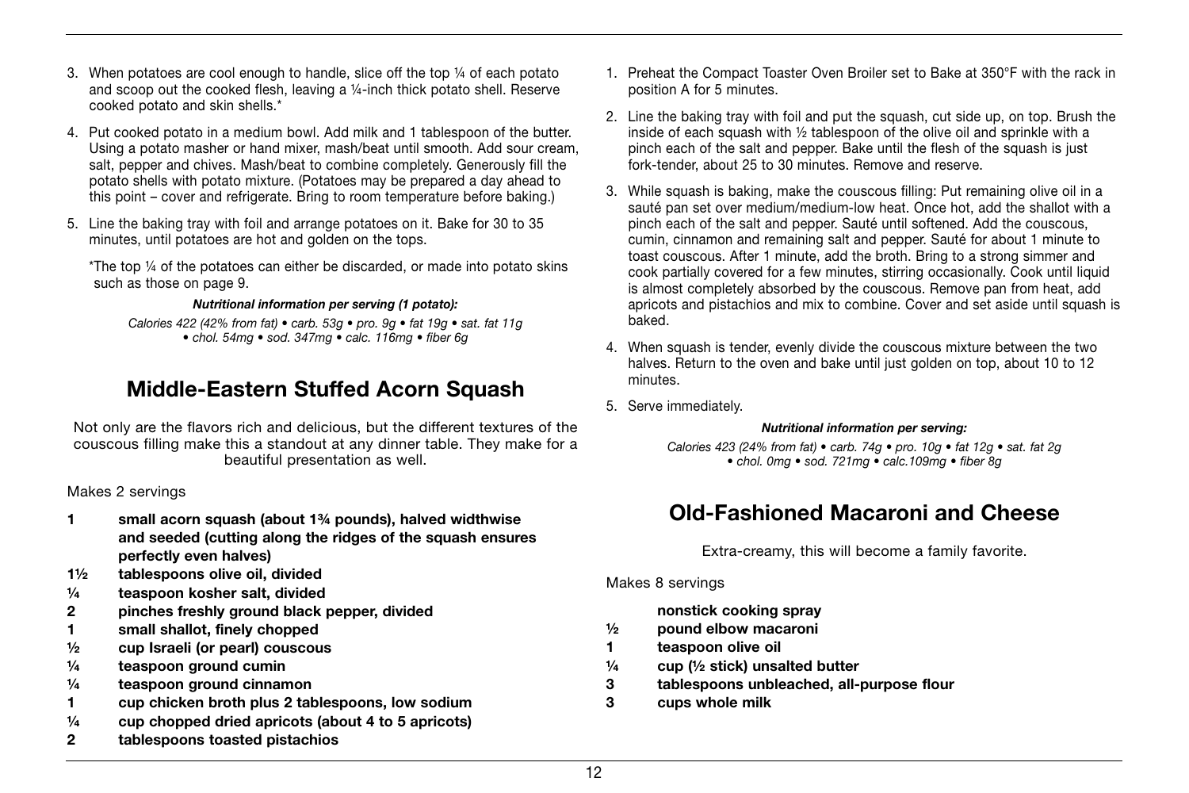3. When potatoes are cool enough to handle, slice off the top ¼ of each potato and scoop out the cooked flesh, leaving a ¼-inch thick potato shell. Reserve cooked potato and skin shells.*

4. Put cooked potato in a medium bowl. Add milk and 1 tablespoon of the butter. Using a potato masher or hand mixer, mash/beat until smooth. Add sour cream, salt, pepper and chives. Mash/beat to combine completely. Generously fill the potato shells with potato mixture. (Potatoes may be prepared a day ahead to this point – cover and refrigerate. Bring to room temperature before baking.)

5. Line the baking tray with foil and arrange potatoes on it. Bake for 30 to 35 minutes, until potatoes are hot and golden on the tops.

*The top ¼ of the potatoes can either be discarded, or made into potato skins such as those on page 9.

***Nutritional information per serving (1 potato):***

*Calories 422 (42% from fat) • carb. 53g • pro. 9g • fat 19g • sat. fat 11g • chol. 54mg • sod. 347mg • calc. 116mg • fiber 6g*

## Middle-Eastern Stuffed Acorn Squash

Not only are the flavors rich and delicious, but the different textures of the couscous filling make this a standout at any dinner table. They make for a beautiful presentation as well.

Makes 2 servings

**1** **small acorn squash (about 1¾ pounds), halved widthwise and seeded (cutting along the ridges of the squash ensures perfectly even halves)**
**1½** **tablespoons olive oil, divided**
**¼** **teaspoon kosher salt, divided**
**2** **pinches freshly ground black pepper, divided**
**1** **small shallot, finely chopped**
**½** **cup Israeli (or pearl) couscous**
**¼** **teaspoon ground cumin**
**¼** **teaspoon ground cinnamon**
**1** **cup chicken broth plus 2 tablespoons, low sodium**
**¼** **cup chopped dried apricots (about 4 to 5 apricots)**
**2** **tablespoons toasted pistachios**

1. Preheat the Compact Toaster Oven Broiler set to Bake at 350°F with the rack in position A for 5 minutes.

2. Line the baking tray with foil and put the squash, cut side up, on top. Brush the inside of each squash with ½ tablespoon of the olive oil and sprinkle with a pinch each of the salt and pepper. Bake until the flesh of the squash is just fork-tender, about 25 to 30 minutes. Remove and reserve.

3. While squash is baking, make the couscous filling: Put remaining olive oil in a sauté pan set over medium/medium-low heat. Once hot, add the shallot with a pinch each of the salt and pepper. Sauté until softened. Add the couscous, cumin, cinnamon and remaining salt and pepper. Sauté for about 1 minute to toast couscous. After 1 minute, add the broth. Bring to a strong simmer and cook partially covered for a few minutes, stirring occasionally. Cook until liquid is almost completely absorbed by the couscous. Remove pan from heat, add apricots and pistachios and mix to combine. Cover and set aside until squash is baked.

4. When squash is tender, evenly divide the couscous mixture between the two halves. Return to the oven and bake until just golden on top, about 10 to 12 minutes.

5. Serve immediately.

***Nutritional information per serving:***

*Calories 423 (24% from fat) • carb. 74g • pro. 10g • fat 12g • sat. fat 2g • chol. 0mg • sod. 721mg • calc.109mg • fiber 8g*

## Old-Fashioned Macaroni and Cheese

Extra-creamy, this will become a family favorite.

Makes 8 servings

**nonstick cooking spray**
**½** **pound elbow macaroni**
**1** **teaspoon olive oil**
**¼** **cup (½ stick) unsalted butter**
**3** **tablespoons unbleached, all-purpose flour**
**3** **cups whole milk**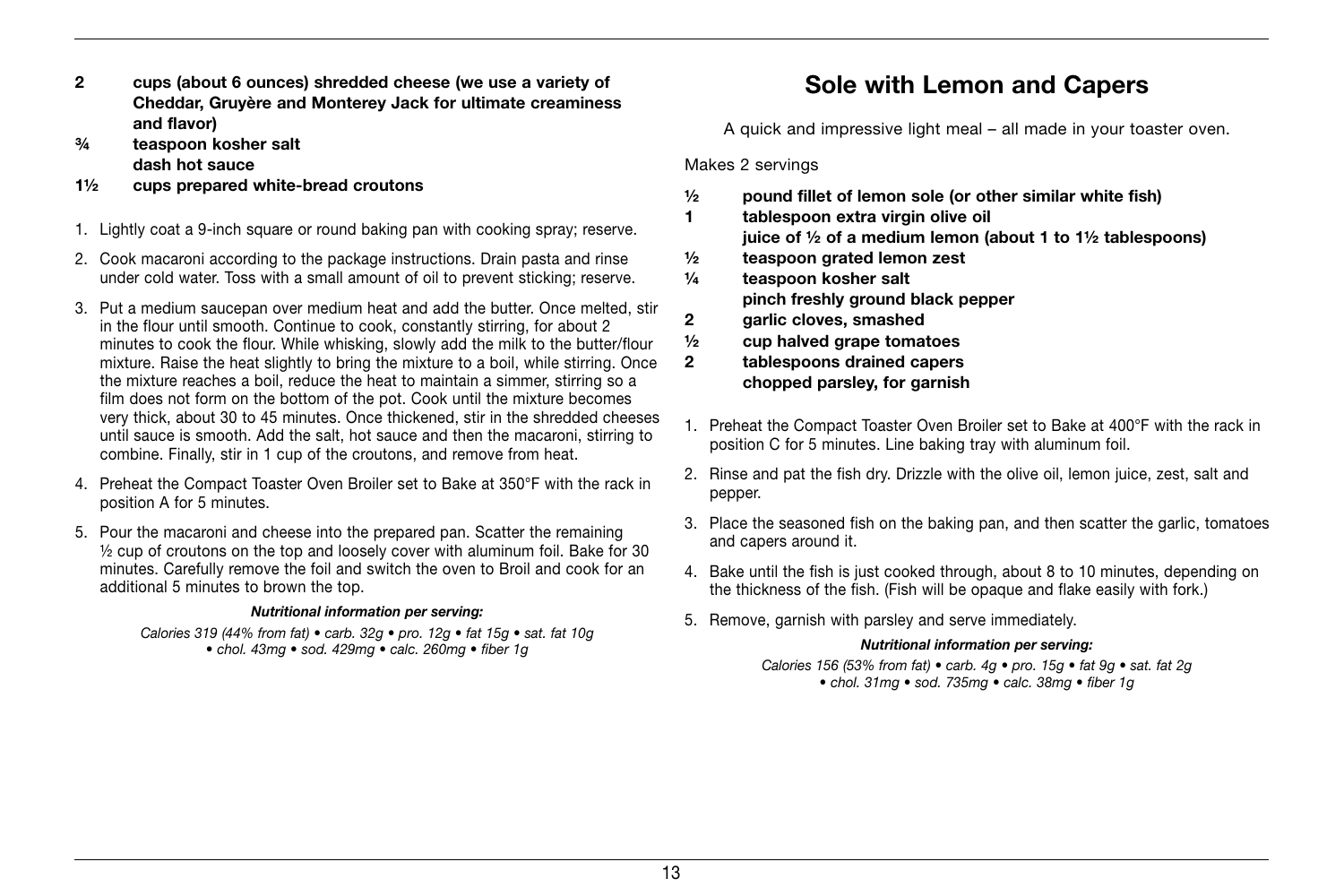**2 cups (about 6 ounces) shredded cheese (we use a variety of Cheddar, Gruyère and Monterey Jack for ultimate creaminess and flavor)**
**¾ teaspoon kosher salt**
**dash hot sauce**
**1½ cups prepared white-bread croutons**

1. Lightly coat a 9-inch square or round baking pan with cooking spray; reserve.
2. Cook macaroni according to the package instructions. Drain pasta and rinse under cold water. Toss with a small amount of oil to prevent sticking; reserve.
3. Put a medium saucepan over medium heat and add the butter. Once melted, stir in the flour until smooth. Continue to cook, constantly stirring, for about 2 minutes to cook the flour. While whisking, slowly add the milk to the butter/flour mixture. Raise the heat slightly to bring the mixture to a boil, while stirring. Once the mixture reaches a boil, reduce the heat to maintain a simmer, stirring so a film does not form on the bottom of the pot. Cook until the mixture becomes very thick, about 30 to 45 minutes. Once thickened, stir in the shredded cheeses until sauce is smooth. Add the salt, hot sauce and then the macaroni, stirring to combine. Finally, stir in 1 cup of the croutons, and remove from heat.
4. Preheat the Compact Toaster Oven Broiler set to Bake at 350°F with the rack in position A for 5 minutes.
5. Pour the macaroni and cheese into the prepared pan. Scatter the remaining ½ cup of croutons on the top and loosely cover with aluminum foil. Bake for 30 minutes. Carefully remove the foil and switch the oven to Broil and cook for an additional 5 minutes to brown the top.

***Nutritional information per serving:***

*Calories 319 (44% from fat) • carb. 32g • pro. 12g • fat 15g • sat. fat 10g • chol. 43mg • sod. 429mg • calc. 260mg • fiber 1g*

## Sole with Lemon and Capers

A quick and impressive light meal – all made in your toaster oven.

Makes 2 servings

**½ pound fillet of lemon sole (or other similar white fish)**
**1 tablespoon extra virgin olive oil**
**juice of ½ of a medium lemon (about 1 to 1½ tablespoons)**
**½ teaspoon grated lemon zest**
**¼ teaspoon kosher salt**
**pinch freshly ground black pepper**
**2 garlic cloves, smashed**
**½ cup halved grape tomatoes**
**2 tablespoons drained capers**
**chopped parsley, for garnish**

1. Preheat the Compact Toaster Oven Broiler set to Bake at 400°F with the rack in position C for 5 minutes. Line baking tray with aluminum foil.
2. Rinse and pat the fish dry. Drizzle with the olive oil, lemon juice, zest, salt and pepper.
3. Place the seasoned fish on the baking pan, and then scatter the garlic, tomatoes and capers around it.
4. Bake until the fish is just cooked through, about 8 to 10 minutes, depending on the thickness of the fish. (Fish will be opaque and flake easily with fork.)
5. Remove, garnish with parsley and serve immediately.

***Nutritional information per serving:***

*Calories 156 (53% from fat) • carb. 4g • pro. 15g • fat 9g • sat. fat 2g • chol. 31mg • sod. 735mg • calc. 38mg • fiber 1g*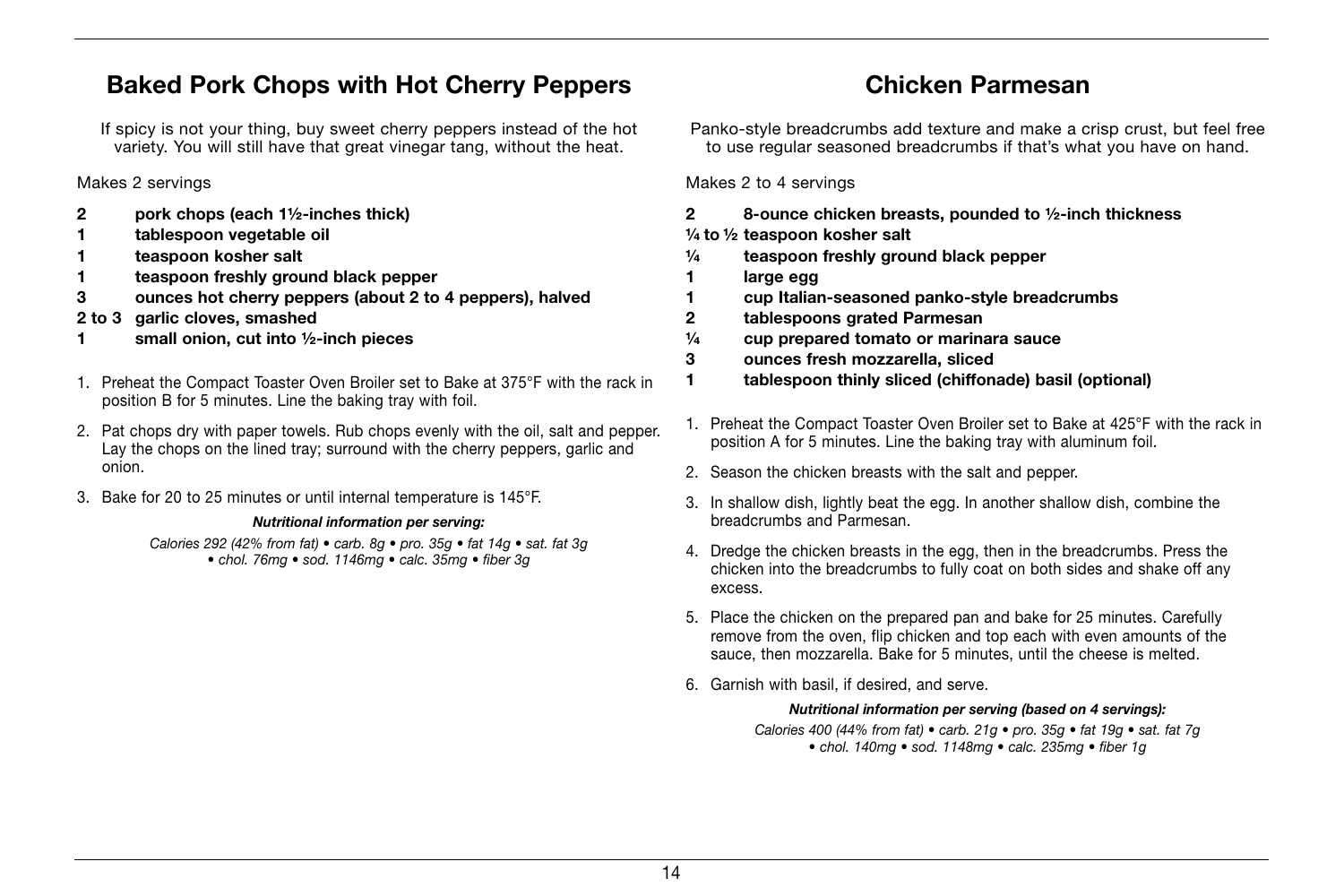## Baked Pork Chops with Hot Cherry Peppers

If spicy is not your thing, buy sweet cherry peppers instead of the hot variety. You will still have that great vinegar tang, without the heat.

Makes 2 servings

- **2 pork chops (each 1½-inches thick)**
- **1 tablespoon vegetable oil**
- **1 teaspoon kosher salt**
- **1 teaspoon freshly ground black pepper**
- **3 ounces hot cherry peppers (about 2 to 4 peppers), halved**
- **2 to 3 garlic cloves, smashed**
- **1 small onion, cut into ½-inch pieces**

1. Preheat the Compact Toaster Oven Broiler set to Bake at 375°F with the rack in position B for 5 minutes. Line the baking tray with foil.
2. Pat chops dry with paper towels. Rub chops evenly with the oil, salt and pepper. Lay the chops on the lined tray; surround with the cherry peppers, garlic and onion.
3. Bake for 20 to 25 minutes or until internal temperature is 145°F.

***Nutritional information per serving:***

*Calories 292 (42% from fat) • carb. 8g • pro. 35g • fat 14g • sat. fat 3g • chol. 76mg • sod. 1146mg • calc. 35mg • fiber 3g*

## Chicken Parmesan

Panko-style breadcrumbs add texture and make a crisp crust, but feel free to use regular seasoned breadcrumbs if that's what you have on hand.

Makes 2 to 4 servings

- **2 8-ounce chicken breasts, pounded to ½-inch thickness**
- **¼ to ½ teaspoon kosher salt**
- **¼ teaspoon freshly ground black pepper**
- **1 large egg**
- **1 cup Italian-seasoned panko-style breadcrumbs**
- **2 tablespoons grated Parmesan**
- **¼ cup prepared tomato or marinara sauce**
- **3 ounces fresh mozzarella, sliced**
- **1 tablespoon thinly sliced (chiffonade) basil (optional)**

1. Preheat the Compact Toaster Oven Broiler set to Bake at 425°F with the rack in position A for 5 minutes. Line the baking tray with aluminum foil.
2. Season the chicken breasts with the salt and pepper.
3. In shallow dish, lightly beat the egg. In another shallow dish, combine the breadcrumbs and Parmesan.
4. Dredge the chicken breasts in the egg, then in the breadcrumbs. Press the chicken into the breadcrumbs to fully coat on both sides and shake off any excess.
5. Place the chicken on the prepared pan and bake for 25 minutes. Carefully remove from the oven, flip chicken and top each with even amounts of the sauce, then mozzarella. Bake for 5 minutes, until the cheese is melted.
6. Garnish with basil, if desired, and serve.

***Nutritional information per serving (based on 4 servings):***

*Calories 400 (44% from fat) • carb. 21g • pro. 35g • fat 19g • sat. fat 7g • chol. 140mg • sod. 1148mg • calc. 235mg • fiber 1g*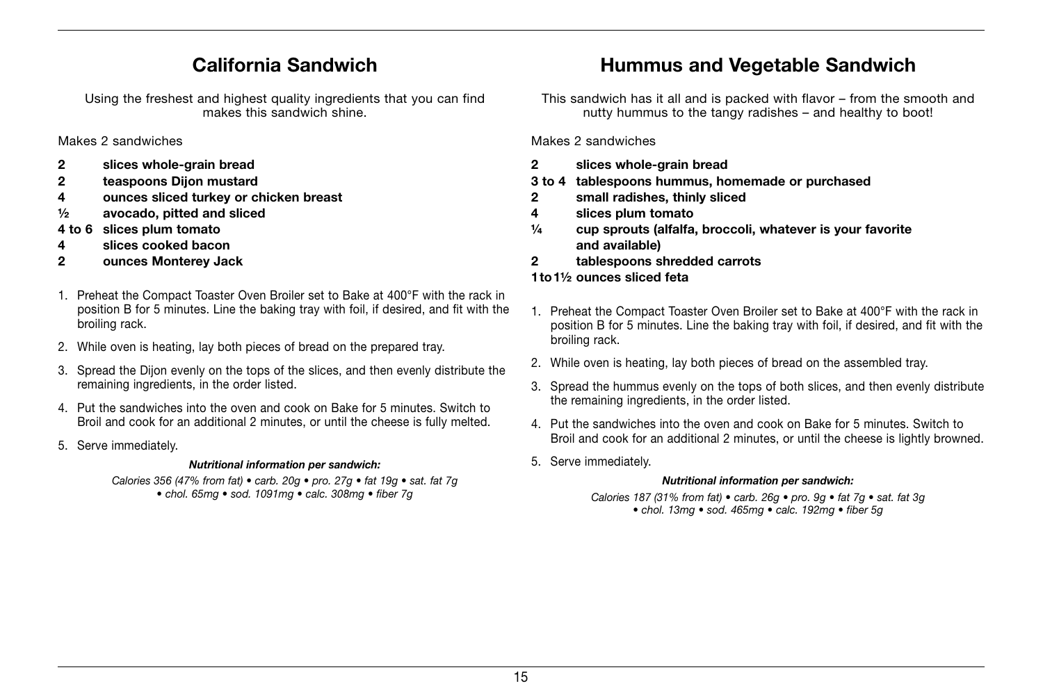## California Sandwich

Using the freshest and highest quality ingredients that you can find makes this sandwich shine.

Makes 2 sandwiches

- **2 slices whole-grain bread**
- **2 teaspoons Dijon mustard**
- **4 ounces sliced turkey or chicken breast**
- **½ avocado, pitted and sliced**
- **4 to 6 slices plum tomato**
- **4 slices cooked bacon**
- **2 ounces Monterey Jack**

1. Preheat the Compact Toaster Oven Broiler set to Bake at 400°F with the rack in position B for 5 minutes. Line the baking tray with foil, if desired, and fit with the broiling rack.
2. While oven is heating, lay both pieces of bread on the prepared tray.
3. Spread the Dijon evenly on the tops of the slices, and then evenly distribute the remaining ingredients, in the order listed.
4. Put the sandwiches into the oven and cook on Bake for 5 minutes. Switch to Broil and cook for an additional 2 minutes, or until the cheese is fully melted.
5. Serve immediately.

***Nutritional information per sandwich:***

*Calories 356 (47% from fat) • carb. 20g • pro. 27g • fat 19g • sat. fat 7g • chol. 65mg • sod. 1091mg • calc. 308mg • fiber 7g*

## Hummus and Vegetable Sandwich

This sandwich has it all and is packed with flavor – from the smooth and nutty hummus to the tangy radishes – and healthy to boot!

Makes 2 sandwiches

- **2 slices whole-grain bread**
- **3 to 4 tablespoons hummus, homemade or purchased**
- **2 small radishes, thinly sliced**
- **4 slices plum tomato**
- **¼ cup sprouts (alfalfa, broccoli, whatever is your favorite and available)**
- **2 tablespoons shredded carrots**
- **1 to 1½ ounces sliced feta**

1. Preheat the Compact Toaster Oven Broiler set to Bake at 400°F with the rack in position B for 5 minutes. Line the baking tray with foil, if desired, and fit with the broiling rack.
2. While oven is heating, lay both pieces of bread on the assembled tray.
3. Spread the hummus evenly on the tops of both slices, and then evenly distribute the remaining ingredients, in the order listed.
4. Put the sandwiches into the oven and cook on Bake for 5 minutes. Switch to Broil and cook for an additional 2 minutes, or until the cheese is lightly browned.
5. Serve immediately.

***Nutritional information per sandwich:***

*Calories 187 (31% from fat) • carb. 26g • pro. 9g • fat 7g • sat. fat 3g • chol. 13mg • sod. 465mg • calc. 192mg • fiber 5g*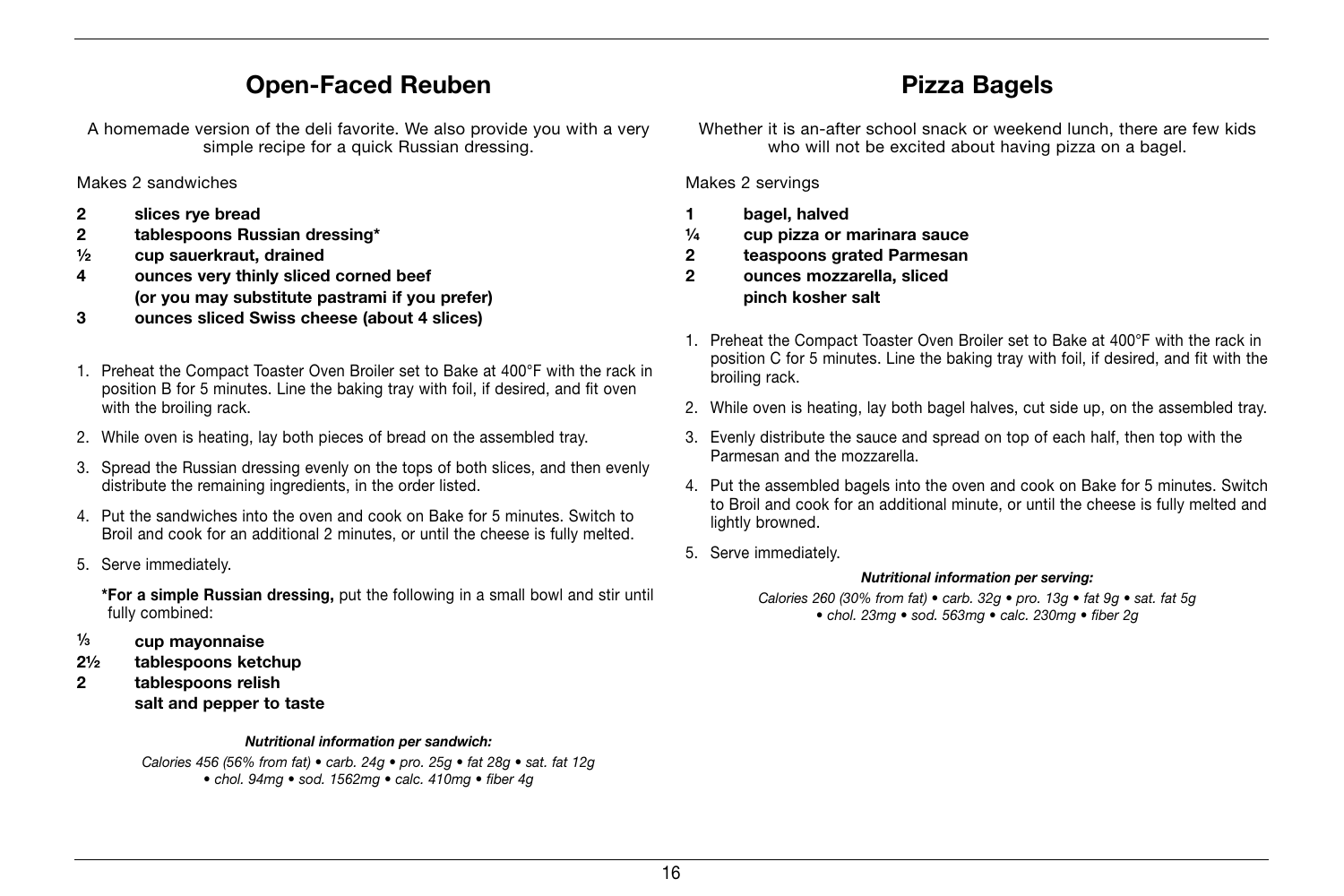## Open-Faced Reuben

A homemade version of the deli favorite. We also provide you with a very simple recipe for a quick Russian dressing.

Makes 2 sandwiches

- **2 slices rye bread**
- **2 tablespoons Russian dressing***
- **½ cup sauerkraut, drained**
- **4 ounces very thinly sliced corned beef (or you may substitute pastrami if you prefer)**
- **3 ounces sliced Swiss cheese (about 4 slices)**

1. Preheat the Compact Toaster Oven Broiler set to Bake at 400°F with the rack in position B for 5 minutes. Line the baking tray with foil, if desired, and fit oven with the broiling rack.
2. While oven is heating, lay both pieces of bread on the assembled tray.
3. Spread the Russian dressing evenly on the tops of both slices, and then evenly distribute the remaining ingredients, in the order listed.
4. Put the sandwiches into the oven and cook on Bake for 5 minutes. Switch to Broil and cook for an additional 2 minutes, or until the cheese is fully melted.
5. Serve immediately.

***For a simple Russian dressing,** put the following in a small bowl and stir until fully combined:

- **⅓ cup mayonnaise**
- **2½ tablespoons ketchup**
- **2 tablespoons relish**
- **salt and pepper to taste**

***Nutritional information per sandwich:***

*Calories 456 (56% from fat) • carb. 24g • pro. 25g • fat 28g • sat. fat 12g • chol. 94mg • sod. 1562mg • calc. 410mg • fiber 4g*

## Pizza Bagels

Whether it is an-after school snack or weekend lunch, there are few kids who will not be excited about having pizza on a bagel.

Makes 2 servings

- **1 bagel, halved**
- **¼ cup pizza or marinara sauce**
- **2 teaspoons grated Parmesan**
- **2 ounces mozzarella, sliced**
- **pinch kosher salt**

1. Preheat the Compact Toaster Oven Broiler set to Bake at 400°F with the rack in position C for 5 minutes. Line the baking tray with foil, if desired, and fit with the broiling rack.
2. While oven is heating, lay both bagel halves, cut side up, on the assembled tray.
3. Evenly distribute the sauce and spread on top of each half, then top with the Parmesan and the mozzarella.
4. Put the assembled bagels into the oven and cook on Bake for 5 minutes. Switch to Broil and cook for an additional minute, or until the cheese is fully melted and lightly browned.
5. Serve immediately.

***Nutritional information per serving:***

*Calories 260 (30% from fat) • carb. 32g • pro. 13g • fat 9g • sat. fat 5g • chol. 23mg • sod. 563mg • calc. 230mg • fiber 2g*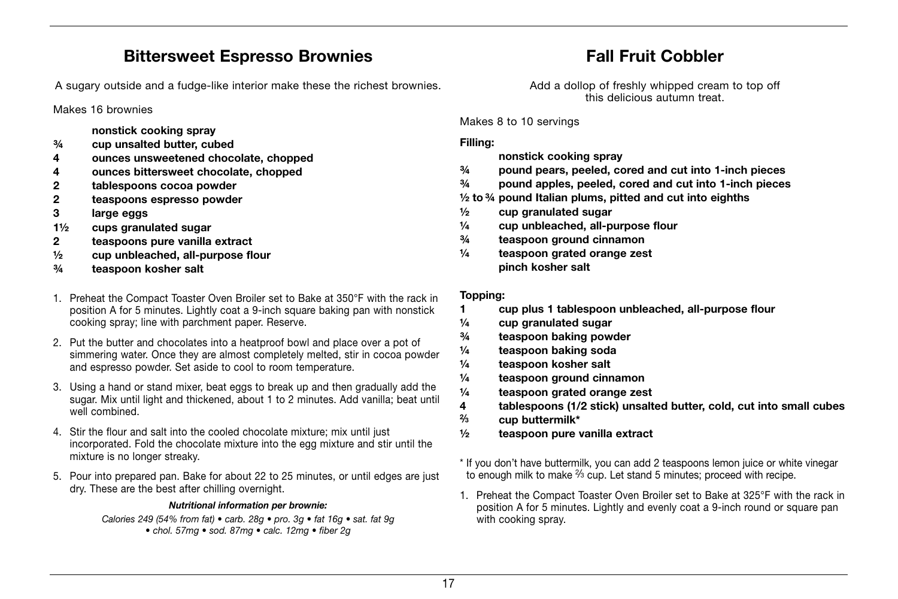## Bittersweet Espresso Brownies

A sugary outside and a fudge-like interior make these the richest brownies.

Makes 16 brownies

- **nonstick cooking spray**
- **¾ cup unsalted butter, cubed**
- **4 ounces unsweetened chocolate, chopped**
- **4 ounces bittersweet chocolate, chopped**
- **2 tablespoons cocoa powder**
- **2 teaspoons espresso powder**
- **3 large eggs**
- **1½ cups granulated sugar**
- **2 teaspoons pure vanilla extract**
- **½ cup unbleached, all-purpose flour**
- **¾ teaspoon kosher salt**

1. Preheat the Compact Toaster Oven Broiler set to Bake at 350°F with the rack in position A for 5 minutes. Lightly coat a 9-inch square baking pan with nonstick cooking spray; line with parchment paper. Reserve.
2. Put the butter and chocolates into a heatproof bowl and place over a pot of simmering water. Once they are almost completely melted, stir in cocoa powder and espresso powder. Set aside to cool to room temperature.
3. Using a hand or stand mixer, beat eggs to break up and then gradually add the sugar. Mix until light and thickened, about 1 to 2 minutes. Add vanilla; beat until well combined.
4. Stir the flour and salt into the cooled chocolate mixture; mix until just incorporated. Fold the chocolate mixture into the egg mixture and stir until the mixture is no longer streaky.
5. Pour into prepared pan. Bake for about 22 to 25 minutes, or until edges are just dry. These are the best after chilling overnight.

***Nutritional information per brownie:***

*Calories 249 (54% from fat) • carb. 28g • pro. 3g • fat 16g • sat. fat 9g • chol. 57mg • sod. 87mg • calc. 12mg • fiber 2g*

## Fall Fruit Cobbler

Add a dollop of freshly whipped cream to top off this delicious autumn treat.

Makes 8 to 10 servings

**Filling:**

- **nonstick cooking spray**
- **¾ pound pears, peeled, cored and cut into 1-inch pieces**
- **¾ pound apples, peeled, cored and cut into 1-inch pieces**
- **½ to ¾ pound Italian plums, pitted and cut into eighths**
- **½ cup granulated sugar**
- **¼ cup unbleached, all-purpose flour**
- **¾ teaspoon ground cinnamon**
- **¼ teaspoon grated orange zest**
- **pinch kosher salt**

**Topping:**

- **1 cup plus 1 tablespoon unbleached, all-purpose flour**
- **¼ cup granulated sugar**
- **¾ teaspoon baking powder**
- **¼ teaspoon baking soda**
- **¼ teaspoon kosher salt**
- **¼ teaspoon ground cinnamon**
- **¼ teaspoon grated orange zest**
- **4 tablespoons (1/2 stick) unsalted butter, cold, cut into small cubes**
- **⅔ cup buttermilk***
- **½ teaspoon pure vanilla extract**

* If you don't have buttermilk, you can add 2 teaspoons lemon juice or white vinegar to enough milk to make ⅔ cup. Let stand 5 minutes; proceed with recipe.

1. Preheat the Compact Toaster Oven Broiler set to Bake at 325°F with the rack in position A for 5 minutes. Lightly and evenly coat a 9-inch round or square pan with cooking spray.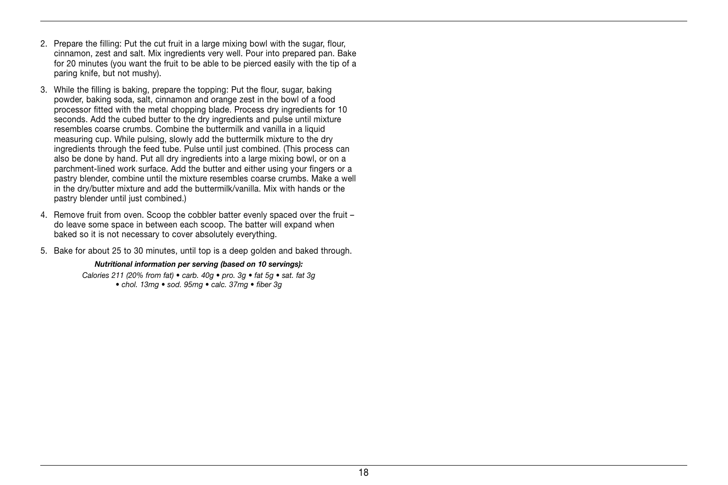2. Prepare the filling: Put the cut fruit in a large mixing bowl with the sugar, flour, cinnamon, zest and salt. Mix ingredients very well. Pour into prepared pan. Bake for 20 minutes (you want the fruit to be able to be pierced easily with the tip of a paring knife, but not mushy).

3. While the filling is baking, prepare the topping: Put the flour, sugar, baking powder, baking soda, salt, cinnamon and orange zest in the bowl of a food processor fitted with the metal chopping blade. Process dry ingredients for 10 seconds. Add the cubed butter to the dry ingredients and pulse until mixture resembles coarse crumbs. Combine the buttermilk and vanilla in a liquid measuring cup. While pulsing, slowly add the buttermilk mixture to the dry ingredients through the feed tube. Pulse until just combined. (This process can also be done by hand. Put all dry ingredients into a large mixing bowl, or on a parchment-lined work surface. Add the butter and either using your fingers or a pastry blender, combine until the mixture resembles coarse crumbs. Make a well in the dry/butter mixture and add the buttermilk/vanilla. Mix with hands or the pastry blender until just combined.)

4. Remove fruit from oven. Scoop the cobbler batter evenly spaced over the fruit – do leave some space in between each scoop. The batter will expand when baked so it is not necessary to cover absolutely everything.

5. Bake for about 25 to 30 minutes, until top is a deep golden and baked through.

***Nutritional information per serving (based on 10 servings):***

*Calories 211 (20% from fat) • carb. 40g • pro. 3g • fat 5g • sat. fat 3g • chol. 13mg • sod. 95mg • calc. 37mg • fiber 3g*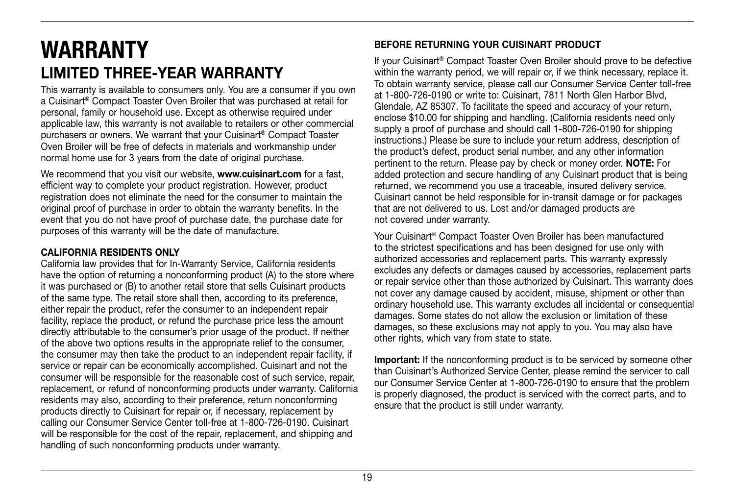# WARRANTY

## LIMITED THREE-YEAR WARRANTY

This warranty is available to consumers only. You are a consumer if you own a Cuisinart® Compact Toaster Oven Broiler that was purchased at retail for personal, family or household use. Except as otherwise required under applicable law, this warranty is not available to retailers or other commercial purchasers or owners. We warrant that your Cuisinart® Compact Toaster Oven Broiler will be free of defects in materials and workmanship under normal home use for 3 years from the date of original purchase.

We recommend that you visit our website, **www.cuisinart.com** for a fast, efficient way to complete your product registration. However, product registration does not eliminate the need for the consumer to maintain the original proof of purchase in order to obtain the warranty benefits. In the event that you do not have proof of purchase date, the purchase date for purposes of this warranty will be the date of manufacture.

### CALIFORNIA RESIDENTS ONLY

California law provides that for In-Warranty Service, California residents have the option of returning a nonconforming product (A) to the store where it was purchased or (B) to another retail store that sells Cuisinart products of the same type. The retail store shall then, according to its preference, either repair the product, refer the consumer to an independent repair facility, replace the product, or refund the purchase price less the amount directly attributable to the consumer's prior usage of the product. If neither of the above two options results in the appropriate relief to the consumer, the consumer may then take the product to an independent repair facility, if service or repair can be economically accomplished. Cuisinart and not the consumer will be responsible for the reasonable cost of such service, repair, replacement, or refund of nonconforming products under warranty. California residents may also, according to their preference, return nonconforming products directly to Cuisinart for repair or, if necessary, replacement by calling our Consumer Service Center toll-free at 1-800-726-0190. Cuisinart will be responsible for the cost of the repair, replacement, and shipping and handling of such nonconforming products under warranty.

### BEFORE RETURNING YOUR CUISINART PRODUCT

If your Cuisinart® Compact Toaster Oven Broiler should prove to be defective within the warranty period, we will repair or, if we think necessary, replace it. To obtain warranty service, please call our Consumer Service Center toll-free at 1-800-726-0190 or write to: Cuisinart, 7811 North Glen Harbor Blvd, Glendale, AZ 85307. To facilitate the speed and accuracy of your return, enclose $10.00 for shipping and handling. (California residents need only supply a proof of purchase and should call 1-800-726-0190 for shipping instructions.) Please be sure to include your return address, description of the product's defect, product serial number, and any other information pertinent to the return. Please pay by check or money order. **NOTE:** For added protection and secure handling of any Cuisinart product that is being returned, we recommend you use a traceable, insured delivery service. Cuisinart cannot be held responsible for in-transit damage or for packages that are not delivered to us. Lost and/or damaged products are not covered under warranty.

Your Cuisinart® Compact Toaster Oven Broiler has been manufactured to the strictest specifications and has been designed for use only with authorized accessories and replacement parts. This warranty expressly excludes any defects or damages caused by accessories, replacement parts or repair service other than those authorized by Cuisinart. This warranty does not cover any damage caused by accident, misuse, shipment or other than ordinary household use. This warranty excludes all incidental or consequential damages. Some states do not allow the exclusion or limitation of these damages, so these exclusions may not apply to you. You may also have other rights, which vary from state to state.

**Important:** If the nonconforming product is to be serviced by someone other than Cuisinart's Authorized Service Center, please remind the servicer to call our Consumer Service Center at 1-800-726-0190 to ensure that the problem is properly diagnosed, the product is serviced with the correct parts, and to ensure that the product is still under warranty.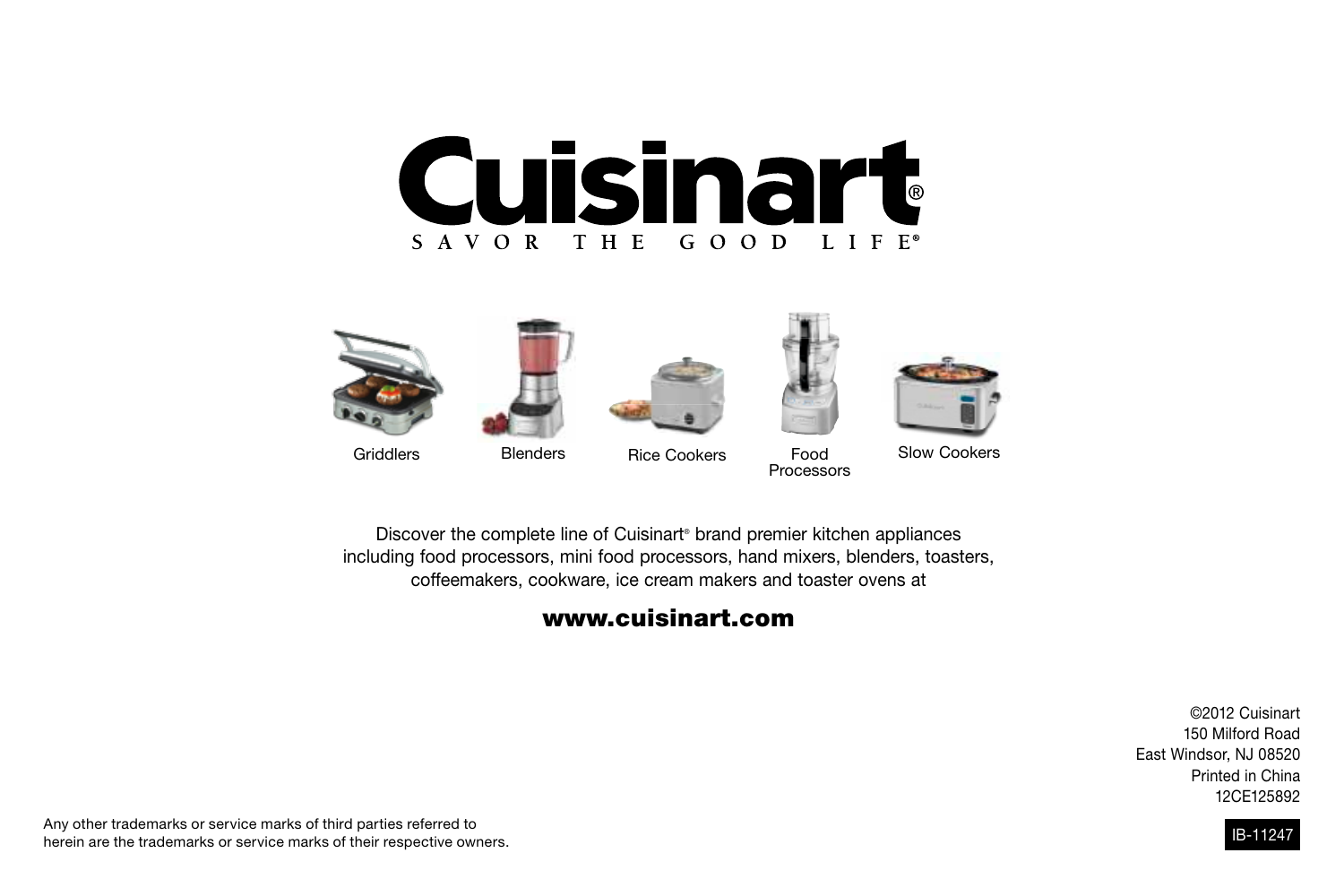# Cuisinart®

SAVOR THE GOOD LIFE®

Griddlers

Blenders

Rice Cookers

Food Processors

Slow Cookers

Discover the complete line of Cuisinart® brand premier kitchen appliances including food processors, mini food processors, hand mixers, blenders, toasters, coffeemakers, cookware, ice cream makers and toaster ovens at

**www.cuisinart.com**

©2012 Cuisinart
150 Milford Road
East Windsor, NJ 08520
Printed in China
12CE125892

Any other trademarks or service marks of third parties referred to herein are the trademarks or service marks of their respective owners.

IB-11247